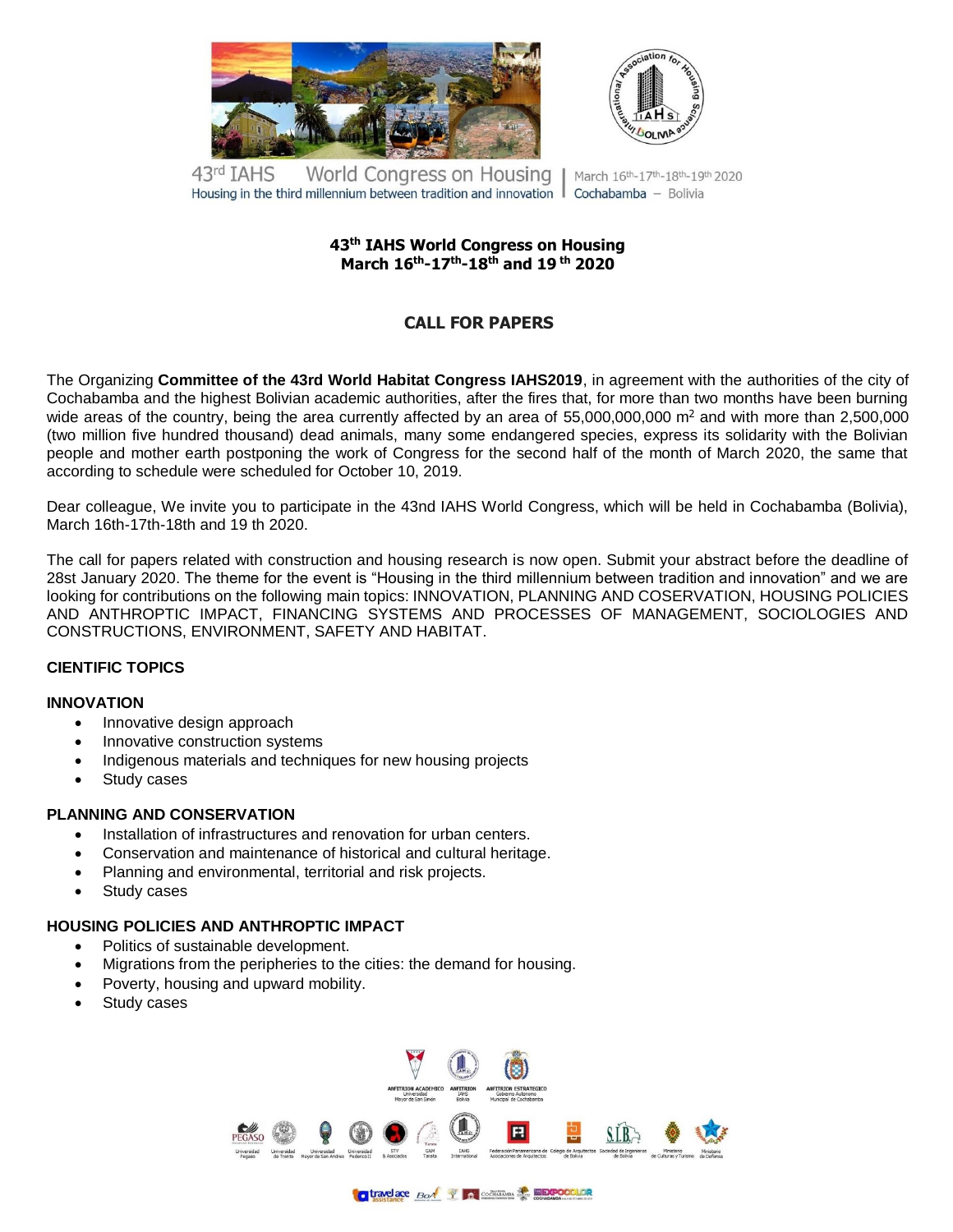43rd IAHS World Congress on Housing
Housing in the third millennium between tradition and innovation | March 16th-17th-18th-19th 2020 Cochabamba – Bolivia

# 43th IAHS World Congress on Housing
# March 16th-17th-18th and 19 th 2020

## CALL FOR PAPERS

The Organizing **Committee of the 43rd World Habitat Congress IAHS2019**, in agreement with the authorities of the city of Cochabamba and the highest Bolivian academic authorities, after the fires that, for more than two months have been burning wide areas of the country, being the area currently affected by an area of 55,000,000,000 $m^2$ and with more than 2,500,000 (two million five hundred thousand) dead animals, many some endangered species, express its solidarity with the Bolivian people and mother earth postponing the work of Congress for the second half of the month of March 2020, the same that according to schedule were scheduled for October 10, 2019.

Dear colleague, We invite you to participate in the 43nd IAHS World Congress, which will be held in Cochabamba (Bolivia), March 16th-17th-18th and 19 th 2020.

The call for papers related with construction and housing research is now open. Submit your abstract before the deadline of 28st January 2020. The theme for the event is "Housing in the third millennium between tradition and innovation" and we are looking for contributions on the following main topics: INNOVATION, PLANNING AND COSERVATION, HOUSING POLICIES AND ANTHROPTIC IMPACT, FINANCING SYSTEMS AND PROCESSES OF MANAGEMENT, SOCIOLOGIES AND CONSTRUCTIONS, ENVIRONMENT, SAFETY AND HABITAT.

### CIENTIFIC TOPICS

#### INNOVATION

- Innovative design approach
- Innovative construction systems
- Indigenous materials and techniques for new housing projects
- Study cases

#### PLANNING AND CONSERVATION

- Installation of infrastructures and renovation for urban centers.
- Conservation and maintenance of historical and cultural heritage.
- Planning and environmental, territorial and risk projects.
- Study cases

#### HOUSING POLICIES AND ANTHROPTIC IMPACT

- Politics of sustainable development.
- Migrations from the peripheries to the cities: the demand for housing.
- Poverty, housing and upward mobility.
- Study cases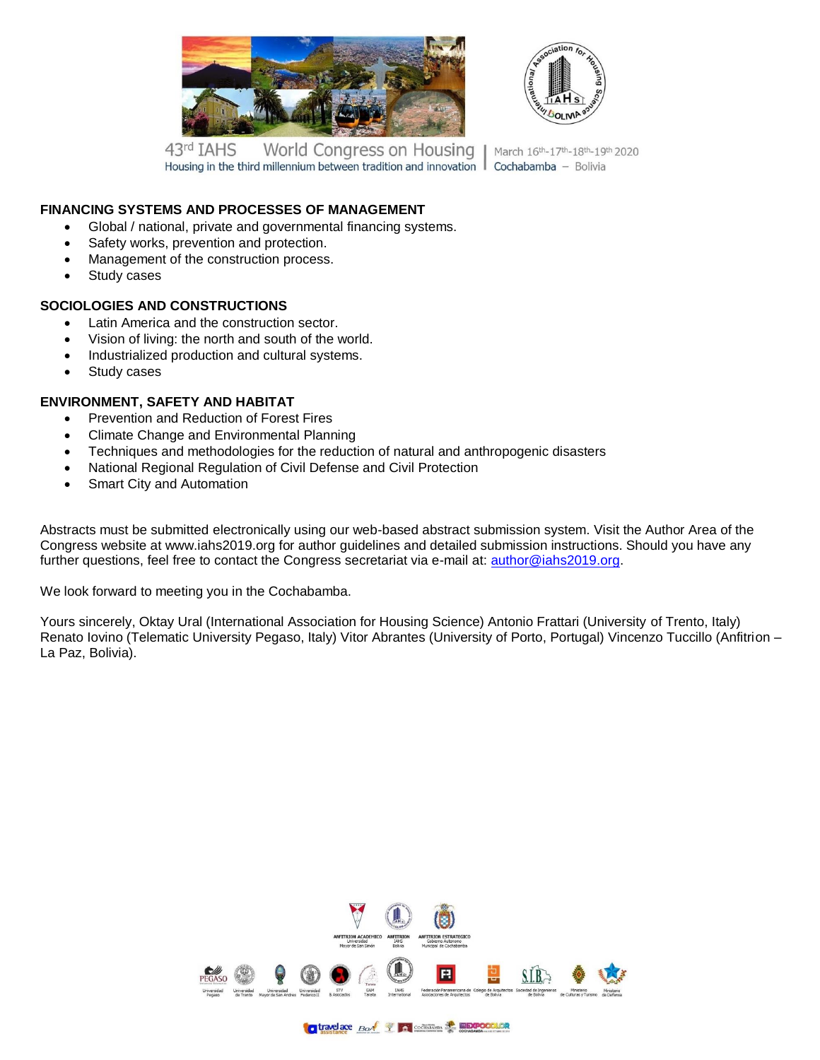## FINANCING SYSTEMS AND PROCESSES OF MANAGEMENT

- Global / national, private and governmental financing systems.
- Safety works, prevention and protection.
- Management of the construction process.
- Study cases

## SOCIOLOGIES AND CONSTRUCTIONS

- Latin America and the construction sector.
- Vision of living: the north and south of the world.
- Industrialized production and cultural systems.
- Study cases

## ENVIRONMENT, SAFETY AND HABITAT

- Prevention and Reduction of Forest Fires
- Climate Change and Environmental Planning
- Techniques and methodologies for the reduction of natural and anthropogenic disasters
- National Regional Regulation of Civil Defense and Civil Protection
- Smart City and Automation

Abstracts must be submitted electronically using our web-based abstract submission system. Visit the Author Area of the Congress website at www.iahs2019.org for author guidelines and detailed submission instructions. Should you have any further questions, feel free to contact the Congress secretariat via e-mail at: author@iahs2019.org.

We look forward to meeting you in the Cochabamba.

Yours sincerely, Oktay Ural (International Association for Housing Science) Antonio Frattari (University of Trento, Italy) Renato Iovino (Telematic University Pegaso, Italy) Vitor Abrantes (University of Porto, Portugal) Vincenzo Tuccillo (Anfitrion – La Paz, Bolivia).